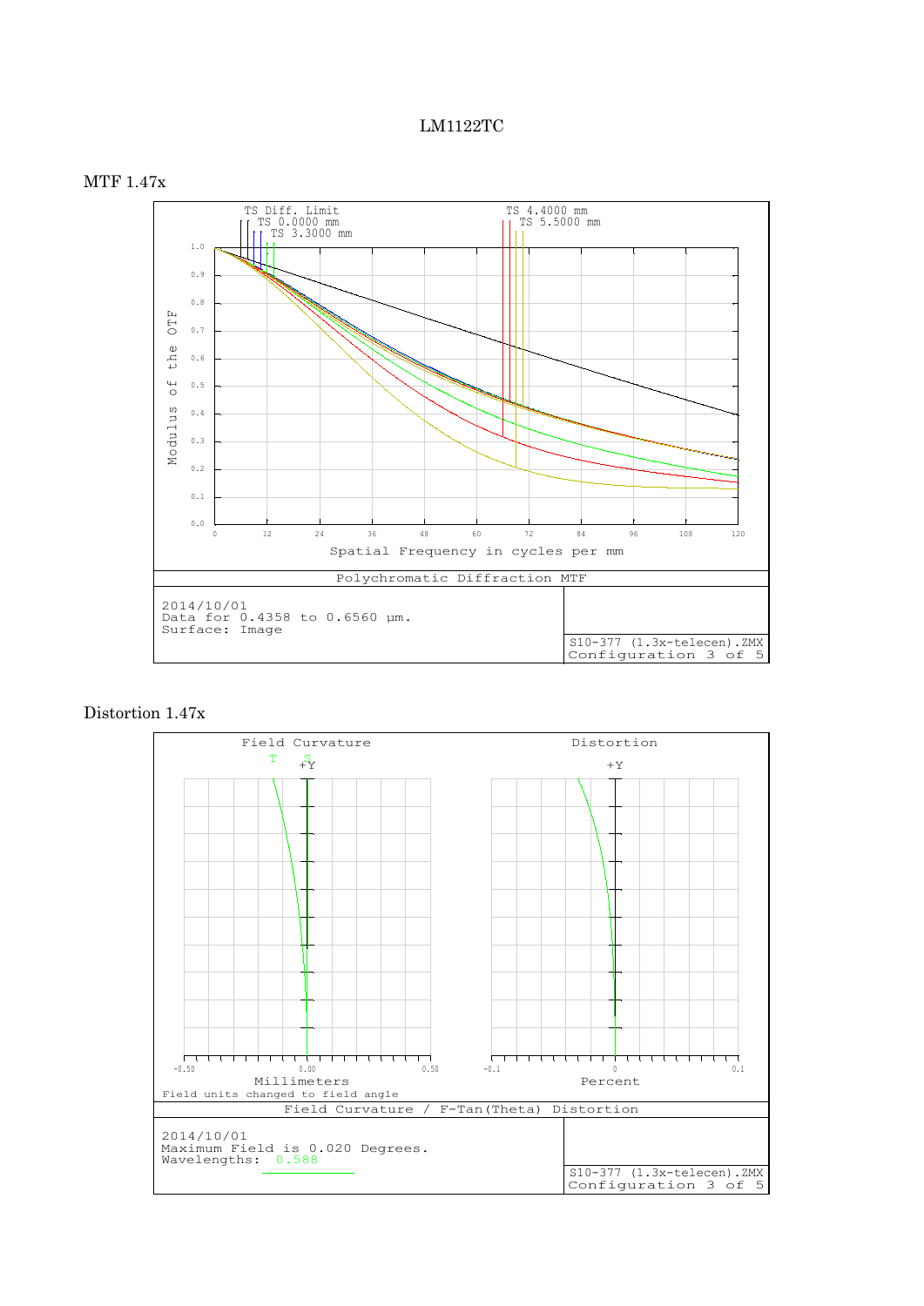# LM1122TC

## MTF 1.47x

TS Diff. Limit
TS 0.0000 mm
TS 3.3000 mm
TS 4.4000 mm
TS 5.5000 mm

Modulus of the OTF

Spatial Frequency in cycles per mm

Polychromatic Diffraction MTF

2014/10/01
Data for 0.4358 to 0.6560 µm.
Surface: Image

S10-377 (1.3x-telecen).ZMX
Configuration 3 of 5

## Distortion 1.47x

Field Curvature

Distortion

Millimeters

Percent

Field units changed to field angle

Field Curvature / F-Tan(Theta) Distortion

2014/10/01
Maximum Field is 0.020 Degrees.
Wavelengths: 0.588

S10-377 (1.3x-telecen).ZMX
Configuration 3 of 5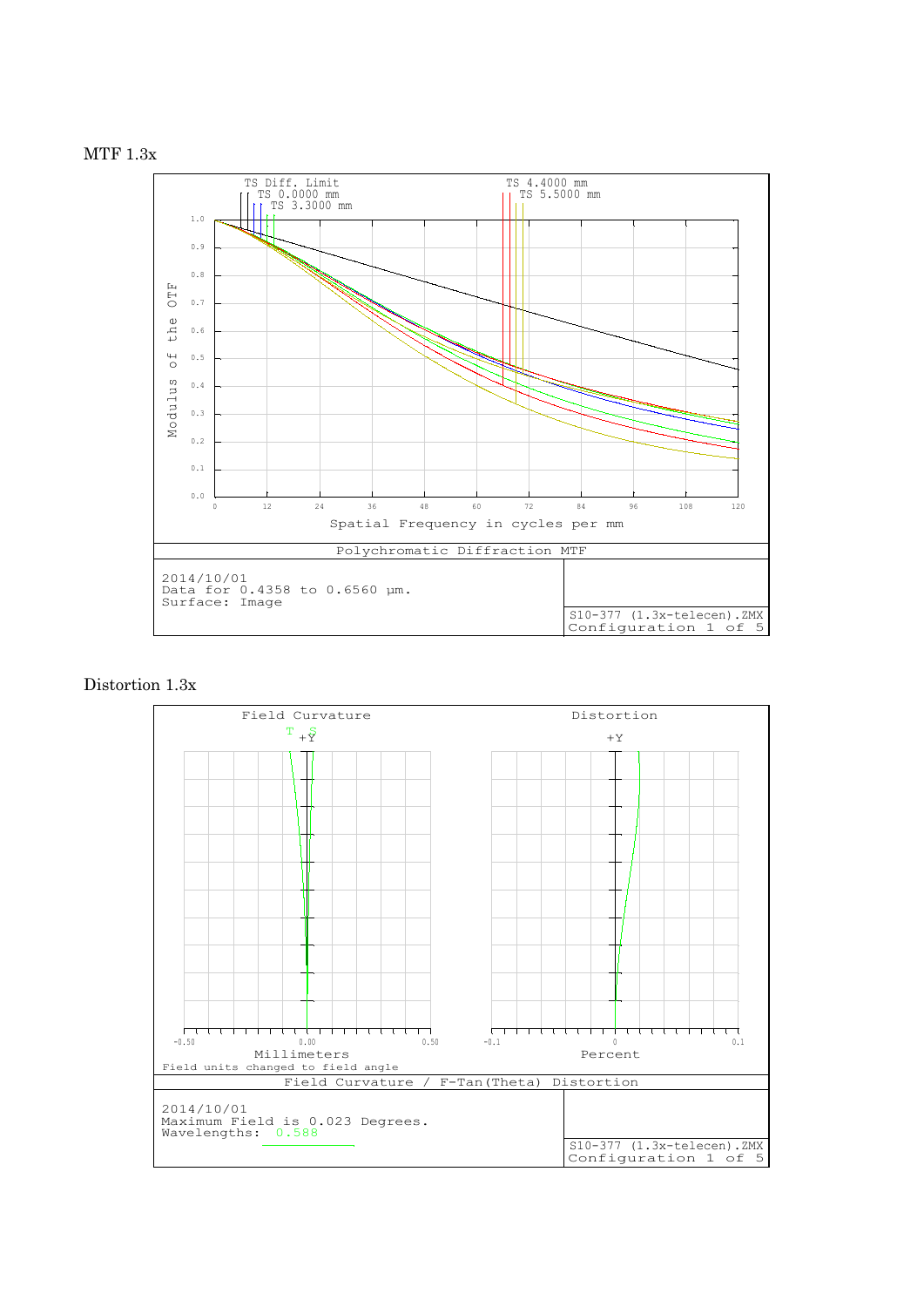MTF 1.3x

TS Diff. Limit
TS 0.0000 mm
TS 3.3000 mm
TS 4.4000 mm
TS 5.5000 mm

Modulus of the OTF

Spatial Frequency in cycles per mm

Polychromatic Diffraction MTF

2014/10/01
Data for 0.4358 to 0.6560 μm.
Surface: Image

S10-377 (1.3x-telecen).ZMX
Configuration 1 of 5

Distortion 1.3x

Field Curvature

Distortion

Millimeters

Percent

Field units changed to field angle

Field Curvature / F-Tan(Theta) Distortion

2014/10/01
Maximum Field is 0.023 Degrees.
Wavelengths: 0.588

S10-377 (1.3x-telecen).ZMX
Configuration 1 of 5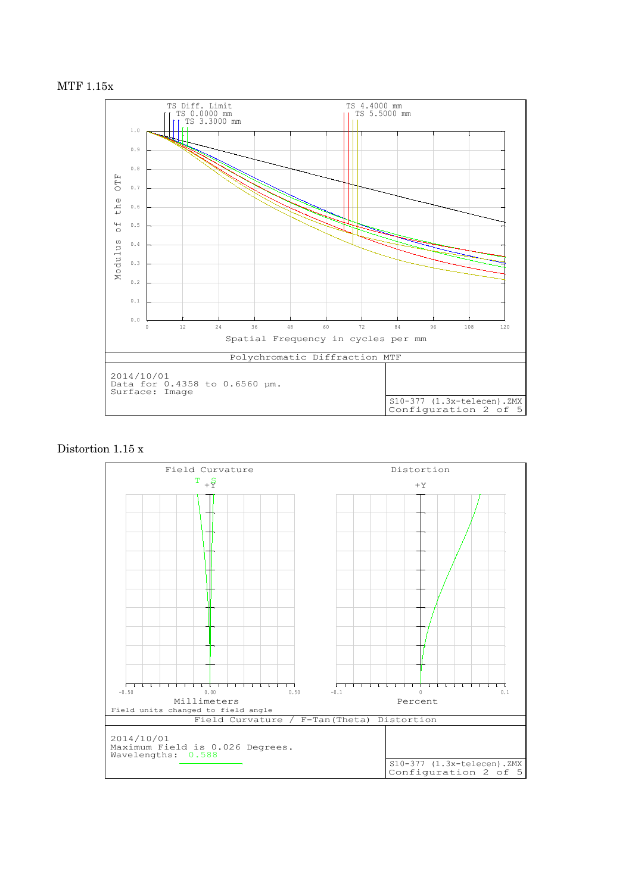MTF 1.15x

TS Diff. Limit
TS 0.0000 mm
TS 3.3000 mm
TS 4.4000 mm
TS 5.5000 mm

1.0
0.9
0.8
0.7
0.6
0.5
0.4
0.3
0.2
0.1
0.0

Modulus of the OTF

0 12 24 36 48 60 72 84 96 108 120

Spatial Frequency in cycles per mm

Polychromatic Diffraction MTF

2014/10/01
Data for 0.4358 to 0.6560 µm.
Surface: Image

S10-377 (1.3x-telecen).ZMX
Configuration 2 of 5

Distortion 1.15 x

Field Curvature

T S
+Y

-0.50 0.00 0.50

Millimeters

Distortion

+Y

-0.1 0 0.1

Percent

Field units changed to field angle

Field Curvature / F-Tan(Theta) Distortion

2014/10/01
Maximum Field is 0.026 Degrees.
Wavelengths: 0.588

S10-377 (1.3x-telecen).ZMX
Configuration 2 of 5